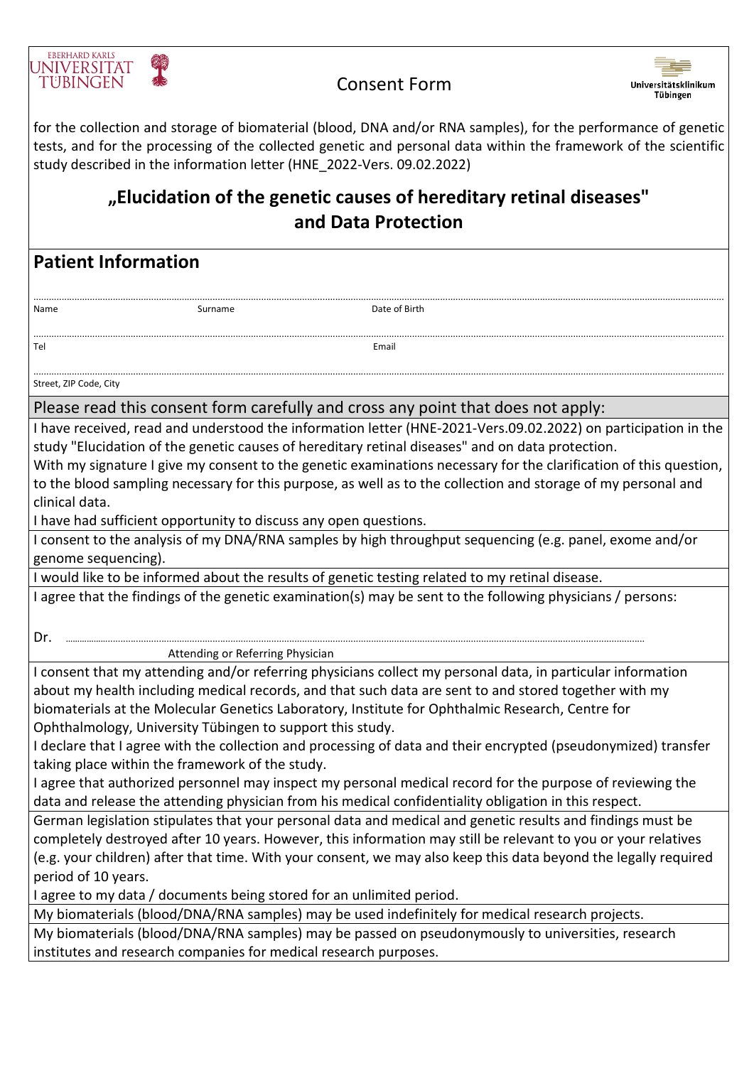EBERHARD KARLS UNIVERSITÄT TÜBINGEN

# Consent Form

Universitätsklinikum Tübingen

for the collection and storage of biomaterial (blood, DNA and/or RNA samples), for the performance of genetic tests, and for the processing of the collected genetic and personal data within the framework of the scientific study described in the information letter (HNE_2022-Vers. 09.02.2022)

## „Elucidation of the genetic causes of hereditary retinal diseases" and Data Protection

## Patient Information

.......................................................................................................................

Name Surname Date of Birth

.......................................................................................................................

Tel Email

.......................................................................................................................

Street, ZIP Code, City

**Please read this consent form carefully and cross any point that does not apply:**

I have received, read and understood the information letter (HNE-2021-Vers.09.02.2022) on participation in the study "Elucidation of the genetic causes of hereditary retinal diseases" and on data protection.
With my signature I give my consent to the genetic examinations necessary for the clarification of this question, to the blood sampling necessary for this purpose, as well as to the collection and storage of my personal and clinical data.
I have had sufficient opportunity to discuss any open questions.

I consent to the analysis of my DNA/RNA samples by high throughput sequencing (e.g. panel, exome and/or genome sequencing).

I would like to be informed about the results of genetic testing related to my retinal disease.

I agree that the findings of the genetic examination(s) may be sent to the following physicians / persons:

Dr. .......................................................................................................................

Attending or Referring Physician

I consent that my attending and/or referring physicians collect my personal data, in particular information about my health including medical records, and that such data are sent to and stored together with my biomaterials at the Molecular Genetics Laboratory, Institute for Ophthalmic Research, Centre for Ophthalmology, University Tübingen to support this study.
I declare that I agree with the collection and processing of data and their encrypted (pseudonymized) transfer taking place within the framework of the study.
I agree that authorized personnel may inspect my personal medical record for the purpose of reviewing the data and release the attending physician from his medical confidentiality obligation in this respect.

German legislation stipulates that your personal data and medical and genetic results and findings must be completely destroyed after 10 years. However, this information may still be relevant to you or your relatives (e.g. your children) after that time. With your consent, we may also keep this data beyond the legally required period of 10 years.
I agree to my data / documents being stored for an unlimited period.

My biomaterials (blood/DNA/RNA samples) may be used indefinitely for medical research projects.

My biomaterials (blood/DNA/RNA samples) may be passed on pseudonymously to universities, research institutes and research companies for medical research purposes.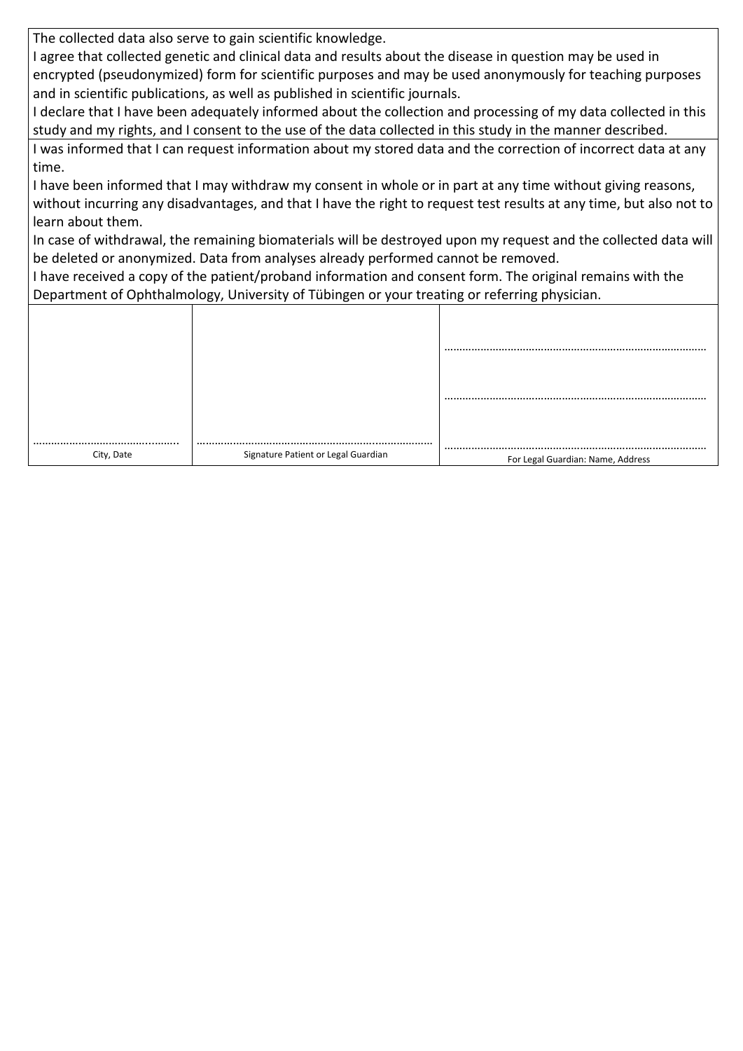The collected data also serve to gain scientific knowledge.
I agree that collected genetic and clinical data and results about the disease in question may be used in encrypted (pseudonymized) form for scientific purposes and may be used anonymously for teaching purposes and in scientific publications, as well as published in scientific journals.
I declare that I have been adequately informed about the collection and processing of my data collected in this study and my rights, and I consent to the use of the data collected in this study in the manner described.

I was informed that I can request information about my stored data and the correction of incorrect data at any time.
I have been informed that I may withdraw my consent in whole or in part at any time without giving reasons, without incurring any disadvantages, and that I have the right to request test results at any time, but also not to learn about them.
In case of withdrawal, the remaining biomaterials will be destroyed upon my request and the collected data will be deleted or anonymized. Data from analyses already performed cannot be removed.
I have received a copy of the patient/proband information and consent form. The original remains with the Department of Ophthalmology, University of Tübingen or your treating or referring physician.

| | | |
|---|---|---|
| …………………………………….. | ………………………………………………………… | ……………………………………………………………… |
| | | ……………………………………………………………… |
| | | ……………………………………………………………… |
| City, Date | Signature Patient or Legal Guardian | For Legal Guardian: Name, Address |